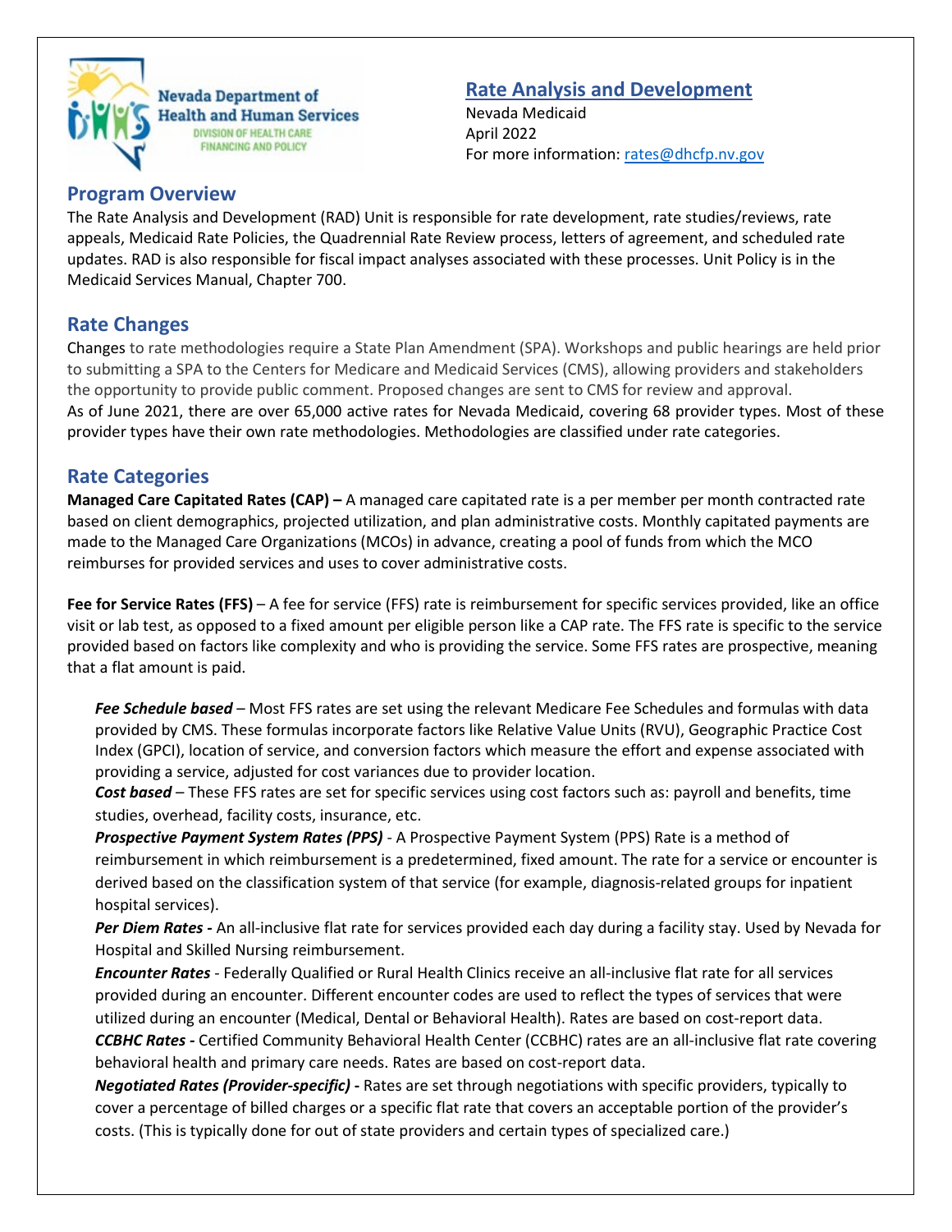Nevada Department of Health and Human Services
DIVISION OF HEALTH CARE FINANCING AND POLICY

# Rate Analysis and Development

Nevada Medicaid
April 2022
For more information: rates@dhcfp.nv.gov

## Program Overview

The Rate Analysis and Development (RAD) Unit is responsible for rate development, rate studies/reviews, rate appeals, Medicaid Rate Policies, the Quadrennial Rate Review process, letters of agreement, and scheduled rate updates. RAD is also responsible for fiscal impact analyses associated with these processes. Unit Policy is in the Medicaid Services Manual, Chapter 700.

## Rate Changes

Changes to rate methodologies require a State Plan Amendment (SPA). Workshops and public hearings are held prior to submitting a SPA to the Centers for Medicare and Medicaid Services (CMS), allowing providers and stakeholders the opportunity to provide public comment. Proposed changes are sent to CMS for review and approval.
As of June 2021, there are over 65,000 active rates for Nevada Medicaid, covering 68 provider types. Most of these provider types have their own rate methodologies. Methodologies are classified under rate categories.

## Rate Categories

**Managed Care Capitated Rates (CAP) –** A managed care capitated rate is a per member per month contracted rate based on client demographics, projected utilization, and plan administrative costs. Monthly capitated payments are made to the Managed Care Organizations (MCOs) in advance, creating a pool of funds from which the MCO reimburses for provided services and uses to cover administrative costs.

**Fee for Service Rates (FFS)** – A fee for service (FFS) rate is reimbursement for specific services provided, like an office visit or lab test, as opposed to a fixed amount per eligible person like a CAP rate. The FFS rate is specific to the service provided based on factors like complexity and who is providing the service. Some FFS rates are prospective, meaning that a flat amount is paid.

***Fee Schedule based*** – Most FFS rates are set using the relevant Medicare Fee Schedules and formulas with data provided by CMS. These formulas incorporate factors like Relative Value Units (RVU), Geographic Practice Cost Index (GPCI), location of service, and conversion factors which measure the effort and expense associated with providing a service, adjusted for cost variances due to provider location.

***Cost based*** – These FFS rates are set for specific services using cost factors such as: payroll and benefits, time studies, overhead, facility costs, insurance, etc.

***Prospective Payment System Rates (PPS)*** - A Prospective Payment System (PPS) Rate is a method of reimbursement in which reimbursement is a predetermined, fixed amount. The rate for a service or encounter is derived based on the classification system of that service (for example, diagnosis-related groups for inpatient hospital services).

***Per Diem Rates -*** An all-inclusive flat rate for services provided each day during a facility stay. Used by Nevada for Hospital and Skilled Nursing reimbursement.

***Encounter Rates*** - Federally Qualified or Rural Health Clinics receive an all-inclusive flat rate for all services provided during an encounter. Different encounter codes are used to reflect the types of services that were utilized during an encounter (Medical, Dental or Behavioral Health). Rates are based on cost-report data.

***CCBHC Rates -*** Certified Community Behavioral Health Center (CCBHC) rates are an all-inclusive flat rate covering behavioral health and primary care needs. Rates are based on cost-report data.

***Negotiated Rates (Provider-specific) -*** Rates are set through negotiations with specific providers, typically to cover a percentage of billed charges or a specific flat rate that covers an acceptable portion of the provider's costs. (This is typically done for out of state providers and certain types of specialized care.)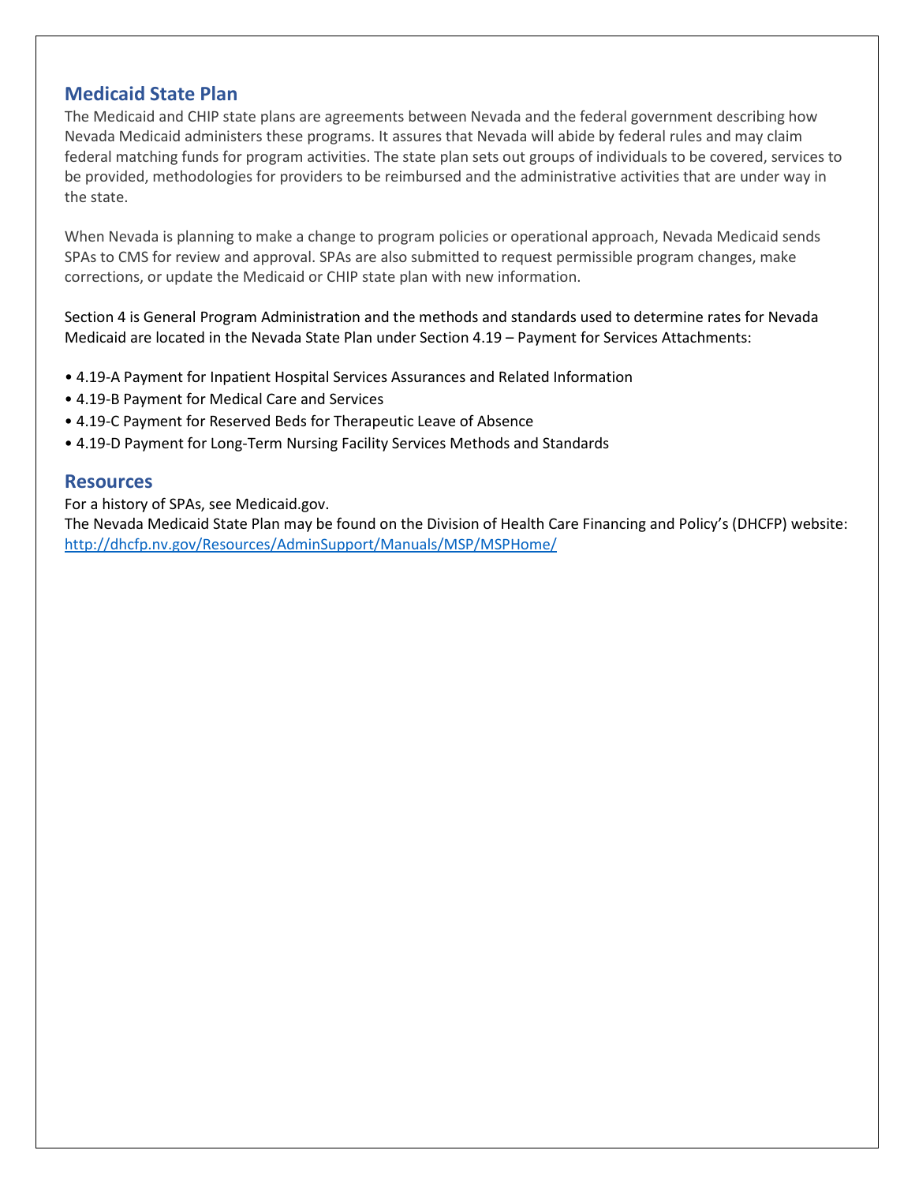## Medicaid State Plan

The Medicaid and CHIP state plans are agreements between Nevada and the federal government describing how Nevada Medicaid administers these programs. It assures that Nevada will abide by federal rules and may claim federal matching funds for program activities. The state plan sets out groups of individuals to be covered, services to be provided, methodologies for providers to be reimbursed and the administrative activities that are under way in the state.

When Nevada is planning to make a change to program policies or operational approach, Nevada Medicaid sends SPAs to CMS for review and approval. SPAs are also submitted to request permissible program changes, make corrections, or update the Medicaid or CHIP state plan with new information.

Section 4 is General Program Administration and the methods and standards used to determine rates for Nevada Medicaid are located in the Nevada State Plan under Section 4.19 – Payment for Services Attachments:

- 4.19-A Payment for Inpatient Hospital Services Assurances and Related Information
- 4.19-B Payment for Medical Care and Services
- 4.19-C Payment for Reserved Beds for Therapeutic Leave of Absence
- 4.19-D Payment for Long-Term Nursing Facility Services Methods and Standards

## Resources

For a history of SPAs, see Medicaid.gov.
The Nevada Medicaid State Plan may be found on the Division of Health Care Financing and Policy's (DHCFP) website: http://dhcfp.nv.gov/Resources/AdminSupport/Manuals/MSP/MSPHome/